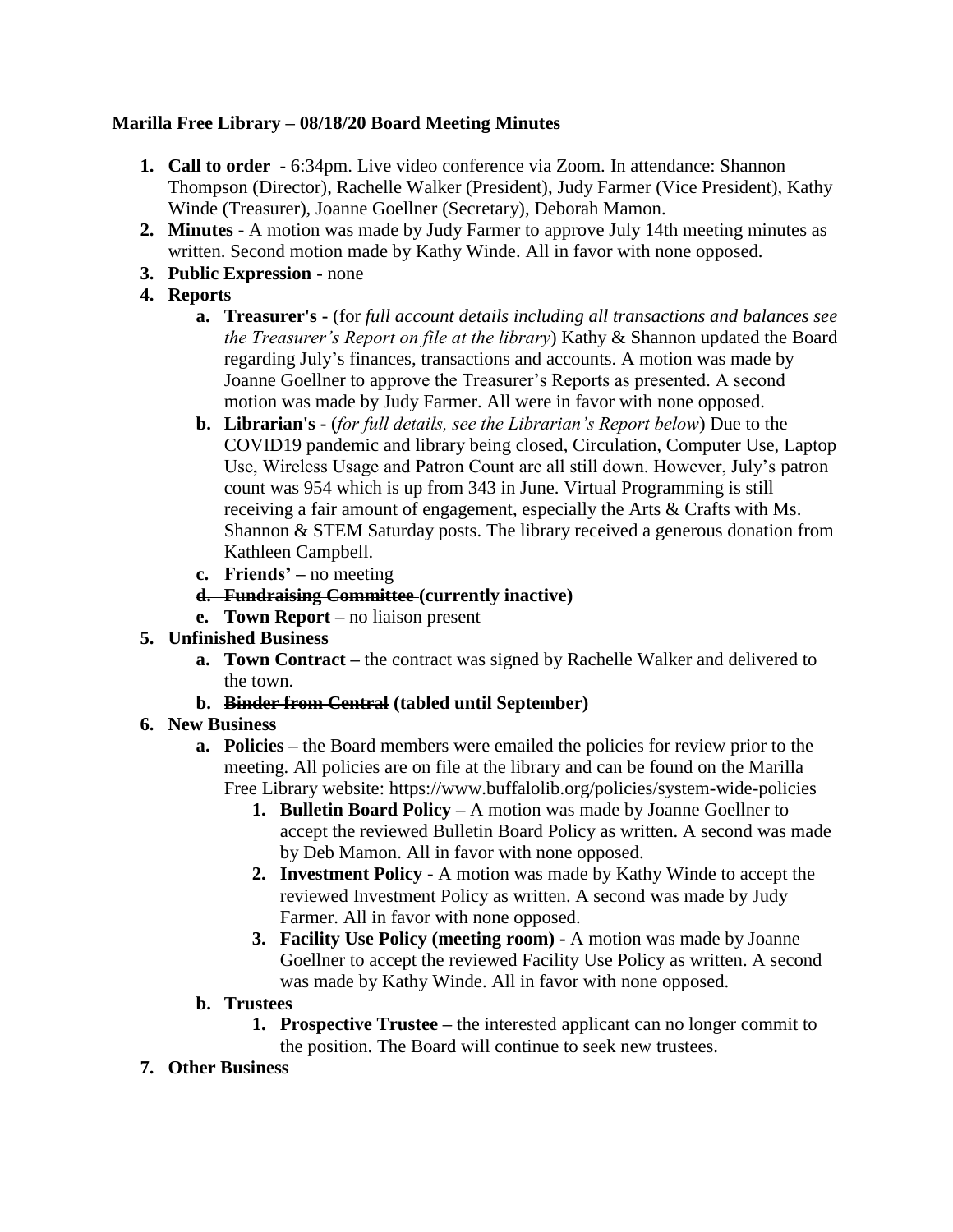**Marilla Free Library – 08/18/20 Board Meeting Minutes**

1. **Call to order** - 6:34pm. Live video conference via Zoom. In attendance: Shannon Thompson (Director), Rachelle Walker (President), Judy Farmer (Vice President), Kathy Winde (Treasurer), Joanne Goellner (Secretary), Deborah Mamon.
2. **Minutes -** A motion was made by Judy Farmer to approve July 14th meeting minutes as written. Second motion made by Kathy Winde. All in favor with none opposed.
3. **Public Expression -** none
4. **Reports**
   a. **Treasurer's -** (for *full account details including all transactions and balances see the Treasurer's Report on file at the library*) Kathy & Shannon updated the Board regarding July's finances, transactions and accounts. A motion was made by Joanne Goellner to approve the Treasurer's Reports as presented. A second motion was made by Judy Farmer. All were in favor with none opposed.
   b. **Librarian's -** (*for full details, see the Librarian's Report below*) Due to the COVID19 pandemic and library being closed, Circulation, Computer Use, Laptop Use, Wireless Usage and Patron Count are all still down. However, July's patron count was 954 which is up from 343 in June. Virtual Programming is still receiving a fair amount of engagement, especially the Arts & Crafts with Ms. Shannon & STEM Saturday posts. The library received a generous donation from Kathleen Campbell.
   c. **Friends' –** no meeting
   d. **~~Fundraising Committee~~ (currently inactive)**
   e. **Town Report –** no liaison present
5. **Unfinished Business**
   a. **Town Contract –** the contract was signed by Rachelle Walker and delivered to the town.
   b. **~~Binder from Central~~ (tabled until September)**
6. **New Business**
   a. **Policies –** the Board members were emailed the policies for review prior to the meeting. All policies are on file at the library and can be found on the Marilla Free Library website: https://www.buffalolib.org/policies/system-wide-policies
      1. **Bulletin Board Policy –** A motion was made by Joanne Goellner to accept the reviewed Bulletin Board Policy as written. A second was made by Deb Mamon. All in favor with none opposed.
      2. **Investment Policy -** A motion was made by Kathy Winde to accept the reviewed Investment Policy as written. A second was made by Judy Farmer. All in favor with none opposed.
      3. **Facility Use Policy (meeting room) -** A motion was made by Joanne Goellner to accept the reviewed Facility Use Policy as written. A second was made by Kathy Winde. All in favor with none opposed.
   b. **Trustees**
      1. **Prospective Trustee –** the interested applicant can no longer commit to the position. The Board will continue to seek new trustees.
7. **Other Business**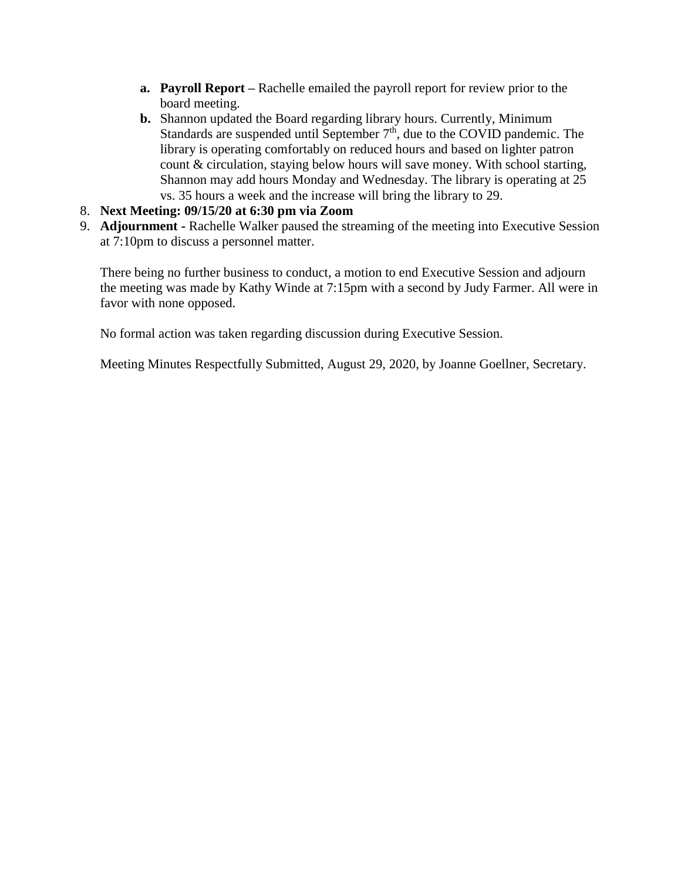a. **Payroll Report** – Rachelle emailed the payroll report for review prior to the board meeting.
   b. Shannon updated the Board regarding library hours. Currently, Minimum Standards are suspended until September 7th, due to the COVID pandemic. The library is operating comfortably on reduced hours and based on lighter patron count & circulation, staying below hours will save money. With school starting, Shannon may add hours Monday and Wednesday. The library is operating at 25 vs. 35 hours a week and the increase will bring the library to 29.

8. **Next Meeting: 09/15/20 at 6:30 pm via Zoom**
9. **Adjournment** - Rachelle Walker paused the streaming of the meeting into Executive Session at 7:10pm to discuss a personnel matter.

   There being no further business to conduct, a motion to end Executive Session and adjourn the meeting was made by Kathy Winde at 7:15pm with a second by Judy Farmer. All were in favor with none opposed.

   No formal action was taken regarding discussion during Executive Session.

   Meeting Minutes Respectfully Submitted, August 29, 2020, by Joanne Goellner, Secretary.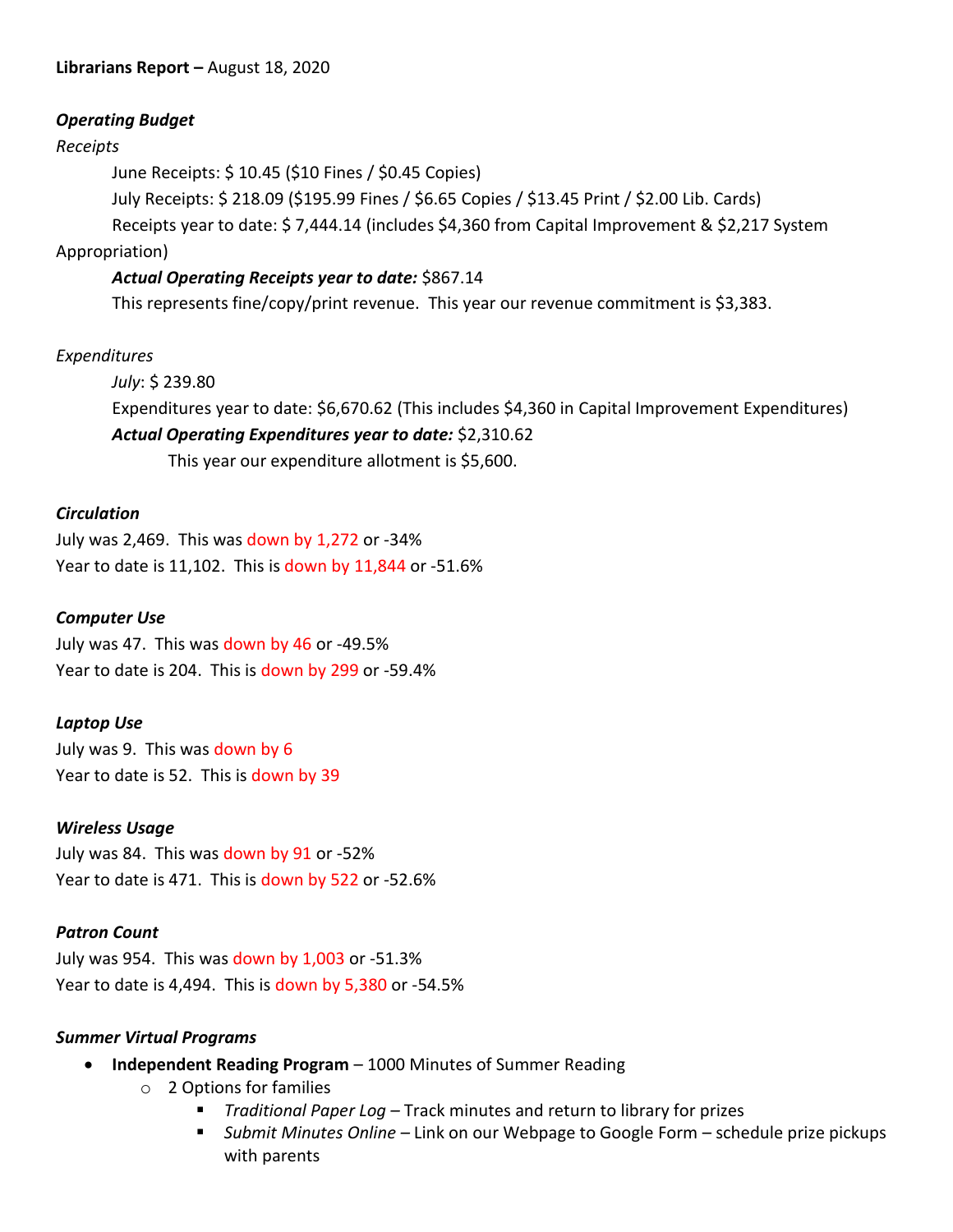**Librarians Report –** August 18, 2020

***Operating Budget***

*Receipts*

June Receipts: $ 10.45 ($10 Fines / $0.45 Copies)

July Receipts: $ 218.09 ($195.99 Fines / $6.65 Copies / $13.45 Print / $2.00 Lib. Cards)

Receipts year to date: $ 7,444.14 (includes $4,360 from Capital Improvement & $2,217 System Appropriation)

***Actual Operating Receipts year to date:*** $867.14

This represents fine/copy/print revenue. This year our revenue commitment is $3,383.

*Expenditures*

*July*: $ 239.80

Expenditures year to date: $6,670.62 (This includes $4,360 in Capital Improvement Expenditures)

***Actual Operating Expenditures year to date:*** $2,310.62

This year our expenditure allotment is $5,600.

***Circulation***

July was 2,469. This was down by 1,272 or -34%

Year to date is 11,102. This is down by 11,844 or -51.6%

***Computer Use***

July was 47. This was down by 46 or -49.5%

Year to date is 204. This is down by 299 or -59.4%

***Laptop Use***

July was 9. This was down by 6

Year to date is 52. This is down by 39

***Wireless Usage***

July was 84. This was down by 91 or -52%

Year to date is 471. This is down by 522 or -52.6%

***Patron Count***

July was 954. This was down by 1,003 or -51.3%

Year to date is 4,494. This is down by 5,380 or -54.5%

***Summer Virtual Programs***

- **Independent Reading Program** – 1000 Minutes of Summer Reading
  - 2 Options for families
    - *Traditional Paper Log* – Track minutes and return to library for prizes
    - *Submit Minutes Online* – Link on our Webpage to Google Form – schedule prize pickups with parents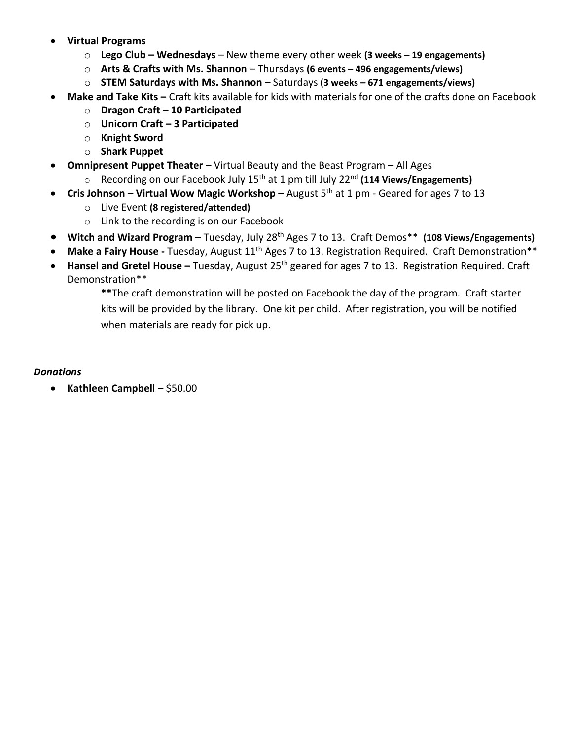- **Virtual Programs**
  - **Lego Club – Wednesdays** – New theme every other week **(3 weeks – 19 engagements)**
  - **Arts & Crafts with Ms. Shannon** – Thursdays **(6 events – 496 engagements/views)**
  - **STEM Saturdays with Ms. Shannon** – Saturdays **(3 weeks – 671 engagements/views)**
- **Make and Take Kits –** Craft kits available for kids with materials for one of the crafts done on Facebook
  - **Dragon Craft – 10 Participated**
  - **Unicorn Craft – 3 Participated**
  - **Knight Sword**
  - **Shark Puppet**
- **Omnipresent Puppet Theater** – Virtual Beauty and the Beast Program **–** All Ages
  - Recording on our Facebook July 15th at 1 pm till July 22nd **(114 Views/Engagements)**
- **Cris Johnson – Virtual Wow Magic Workshop** – August 5th at 1 pm - Geared for ages 7 to 13
  - Live Event **(8 registered/attended)**
  - Link to the recording is on our Facebook
- **Witch and Wizard Program –** Tuesday, July 28th Ages 7 to 13. Craft Demos** **(108 Views/Engagements)**
- **Make a Fairy House -** Tuesday, August 11th Ages 7 to 13. Registration Required. Craft Demonstration**
- **Hansel and Gretel House –** Tuesday, August 25th geared for ages 7 to 13. Registration Required. Craft Demonstration**

  ****The craft demonstration will be posted on Facebook the day of the program. Craft starter kits will be provided by the library. One kit per child. After registration, you will be notified when materials are ready for pick up.

***Donations***

- **Kathleen Campbell** – $50.00